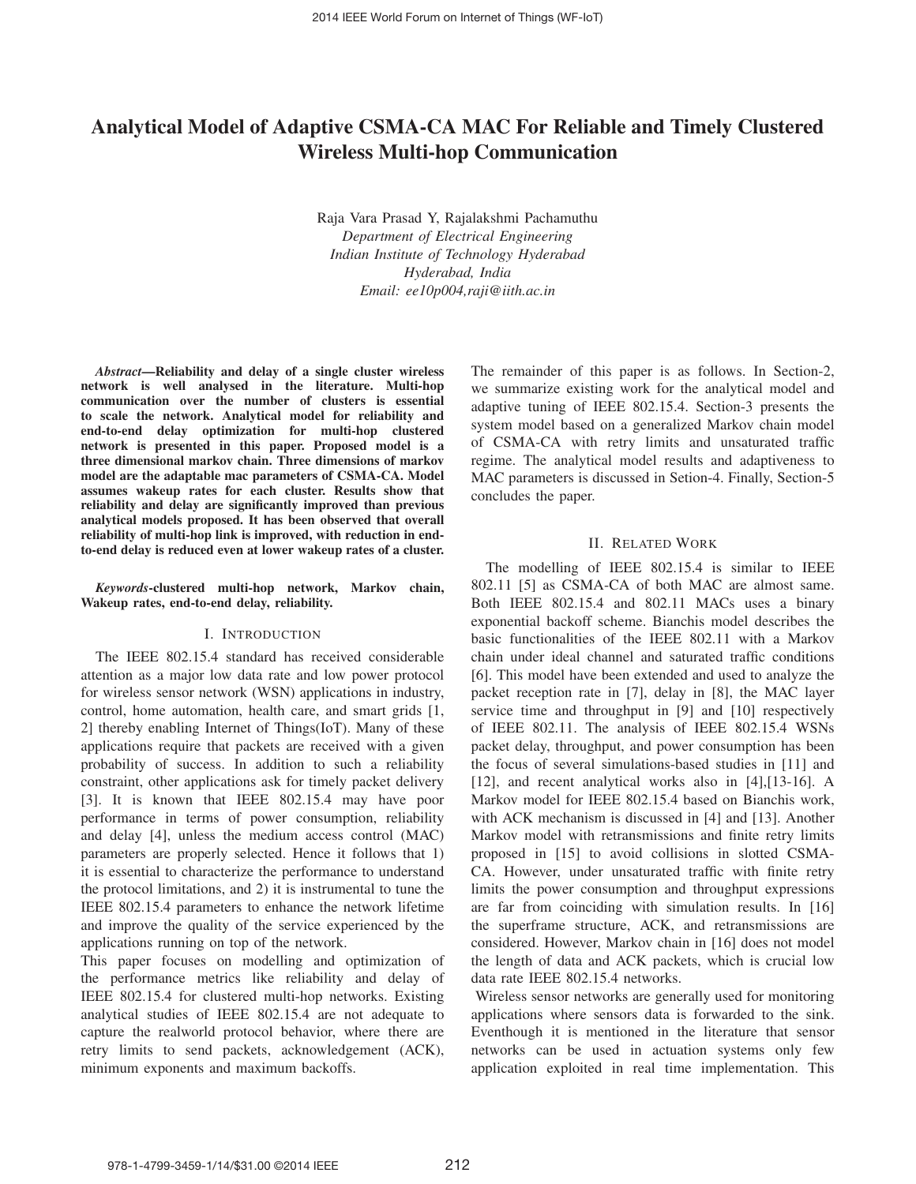# Analytical Model of Adaptive CSMA-CA MAC For Reliable and Timely Clustered Wireless Multi-hop Communication

Raja Vara Prasad Y, Rajalakshmi Pachamuthu
*Department of Electrical Engineering*
*Indian Institute of Technology Hyderabad*
*Hyderabad, India*
*Email: ee10p004,raji@iith.ac.in*

***Abstract*—Reliability and delay of a single cluster wireless network is well analysed in the literature. Multi-hop communication over the number of clusters is essential to scale the network. Analytical model for reliability and end-to-end delay optimization for multi-hop clustered network is presented in this paper. Proposed model is a three dimensional markov chain. Three dimensions of markov model are the adaptable mac parameters of CSMA-CA. Model assumes wakeup rates for each cluster. Results show that reliability and delay are significantly improved than previous analytical models proposed. It has been observed that overall reliability of multi-hop link is improved, with reduction in end-to-end delay is reduced even at lower wakeup rates of a cluster.**

***Keywords*-clustered multi-hop network, Markov chain, Wakeup rates, end-to-end delay, reliability.**

## I. Introduction

The IEEE 802.15.4 standard has received considerable attention as a major low data rate and low power protocol for wireless sensor network (WSN) applications in industry, control, home automation, health care, and smart grids [1, 2] thereby enabling Internet of Things(IoT). Many of these applications require that packets are received with a given probability of success. In addition to such a reliability constraint, other applications ask for timely packet delivery [3]. It is known that IEEE 802.15.4 may have poor performance in terms of power consumption, reliability and delay [4], unless the medium access control (MAC) parameters are properly selected. Hence it follows that 1) it is essential to characterize the performance to understand the protocol limitations, and 2) it is instrumental to tune the IEEE 802.15.4 parameters to enhance the network lifetime and improve the quality of the service experienced by the applications running on top of the network.

This paper focuses on modelling and optimization of the performance metrics like reliability and delay of IEEE 802.15.4 for clustered multi-hop networks. Existing analytical studies of IEEE 802.15.4 are not adequate to capture the realworld protocol behavior, where there are retry limits to send packets, acknowledgement (ACK), minimum exponents and maximum backoffs.

The remainder of this paper is as follows. In Section-2, we summarize existing work for the analytical model and adaptive tuning of IEEE 802.15.4. Section-3 presents the system model based on a generalized Markov chain model of CSMA-CA with retry limits and unsaturated traffic regime. The analytical model results and adaptiveness to MAC parameters is discussed in Setion-4. Finally, Section-5 concludes the paper.

## II. Related Work

The modelling of IEEE 802.15.4 is similar to IEEE 802.11 [5] as CSMA-CA of both MAC are almost same. Both IEEE 802.15.4 and 802.11 MACs uses a binary exponential backoff scheme. Bianchis model describes the basic functionalities of the IEEE 802.11 with a Markov chain under ideal channel and saturated traffic conditions [6]. This model have been extended and used to analyze the packet reception rate in [7], delay in [8], the MAC layer service time and throughput in [9] and [10] respectively of IEEE 802.11. The analysis of IEEE 802.15.4 WSNs packet delay, throughput, and power consumption has been the focus of several simulations-based studies in [11] and [12], and recent analytical works also in [4],[13-16]. A Markov model for IEEE 802.15.4 based on Bianchis work, with ACK mechanism is discussed in [4] and [13]. Another Markov model with retransmissions and finite retry limits proposed in [15] to avoid collisions in slotted CSMA-CA. However, under unsaturated traffic with finite retry limits the power consumption and throughput expressions are far from coinciding with simulation results. In [16] the superframe structure, ACK, and retransmissions are considered. However, Markov chain in [16] does not model the length of data and ACK packets, which is crucial low data rate IEEE 802.15.4 networks.

Wireless sensor networks are generally used for monitoring applications where sensors data is forwarded to the sink. Eventhough it is mentioned in the literature that sensor networks can be used in actuation systems only few application exploited in real time implementation. This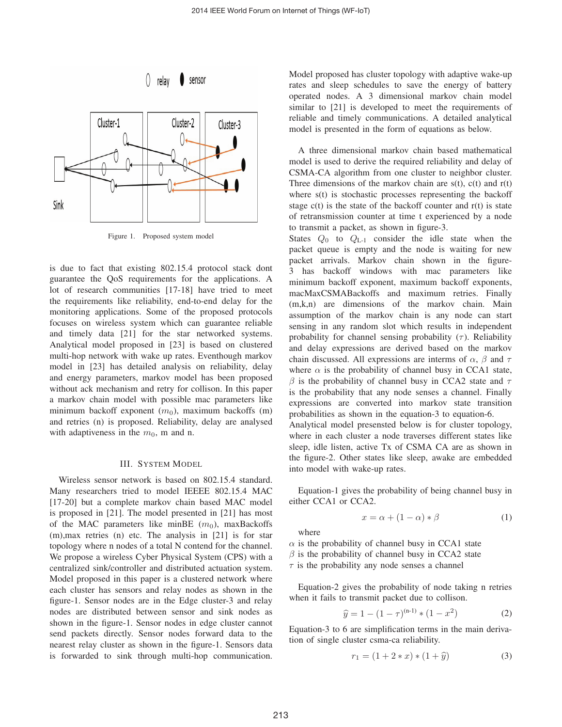Figure 1. Proposed system model

is due to fact that existing 802.15.4 protocol stack dont guarantee the QoS requirements for the applications. A lot of research communities [17-18] have tried to meet the requirements like reliability, end-to-end delay for the monitoring applications. Some of the proposed protocols focuses on wireless system which can guarantee reliable and timely data [21] for the star networked systems. Analytical model proposed in [23] is based on clustered multi-hop network with wake up rates. Eventhough markov model in [23] has detailed analysis on reliability, delay and energy parameters, markov model has been proposed without ack mechanism and retry for collison. In this paper a markov chain model with possible mac parameters like minimum backoff exponent $(m_0)$, maximum backoffs (m) and retries (n) is proposed. Reliability, delay are analysed with adaptiveness in the $m_0$, m and n.

## III. System Model

Wireless sensor network is based on 802.15.4 standard. Many researchers tried to model IEEEE 802.15.4 MAC [17-20] but a complete markov chain based MAC model is proposed in [21]. The model presented in [21] has most of the MAC parameters like minBE $(m_0)$, maxBackoffs (m),max retries (n) etc. The analysis in [21] is for star topology where n nodes of a total N contend for the channel. We propose a wireless Cyber Physical System (CPS) with a centralized sink/controller and distributed actuation system. Model proposed in this paper is a clustered network where each cluster has sensors and relay nodes as shown in the figure-1. Sensor nodes are in the Edge cluster-3 and relay nodes are distributed between sensor and sink nodes as shown in the figure-1. Sensor nodes in edge cluster cannot send packets directly. Sensor nodes forward data to the nearest relay cluster as shown in the figure-1. Sensors data is forwarded to sink through multi-hop communication.

Model proposed has cluster topology with adaptive wake-up rates and sleep schedules to save the energy of battery operated nodes. A 3 dimensional markov chain model similar to [21] is developed to meet the requirements of reliable and timely communications. A detailed analytical model is presented in the form of equations as below.

A three dimensional markov chain based mathematical model is used to derive the required reliability and delay of CSMA-CA algorithm from one cluster to neighbor cluster. Three dimensions of the markov chain are s(t), c(t) and r(t) where s(t) is stochastic processes representing the backoff stage c(t) is the state of the backoff counter and r(t) is state of retransmission counter at time t experienced by a node to transmit a packet, as shown in figure-3.

States $Q_0$ to $Q_{L-1}$ consider the idle state when the packet queue is empty and the node is waiting for new packet arrivals. Markov chain shown in the figure-3 has backoff windows with mac parameters like minimum backoff exponent, maximum backoff exponents, macMaxCSMABackoffs and maximum retries. Finally (m,k,n) are dimensions of the markov chain. Main assumption of the markov chain is any node can start sensing in any random slot which results in independent probability for channel sensing probability $(\tau)$. Reliability and delay expressions are derived based on the markov chain discussed. All expressions are interms of $\alpha$, $\beta$ and $\tau$ where $\alpha$ is the probability of channel busy in CCA1 state, $\beta$ is the probability of channel busy in CCA2 state and $\tau$ is the probability that any node senses a channel. Finally expressions are converted into markov state transition probabilities as shown in the equation-3 to equation-6.

Analytical model presented below is for cluster topology, where in each cluster a node traverses different states like sleep, idle listen, active Tx of CSMA CA are as shown in the figure-2. Other states like sleep, awake are embedded into model with wake-up rates.

Equation-1 gives the probability of being channel busy in either CCA1 or CCA2.

$$x = \alpha + (1 - \alpha) * \beta \tag{1}$$

where

$\alpha$ is the probability of channel busy in CCA1 state
$\beta$ is the probability of channel busy in CCA2 state
$\tau$ is the probability any node senses a channel

Equation-2 gives the probability of node taking n retries when it fails to transmit packet due to collison.

$$\widehat{y} = 1 - (1 - \tau)^{(n-1)} * (1 - x^2) \tag{2}$$

Equation-3 to 6 are simplification terms in the main derivation of single cluster csma-ca reliability.

$$r_1 = (1 + 2 * x) * (1 + \widehat{y}) \tag{3}$$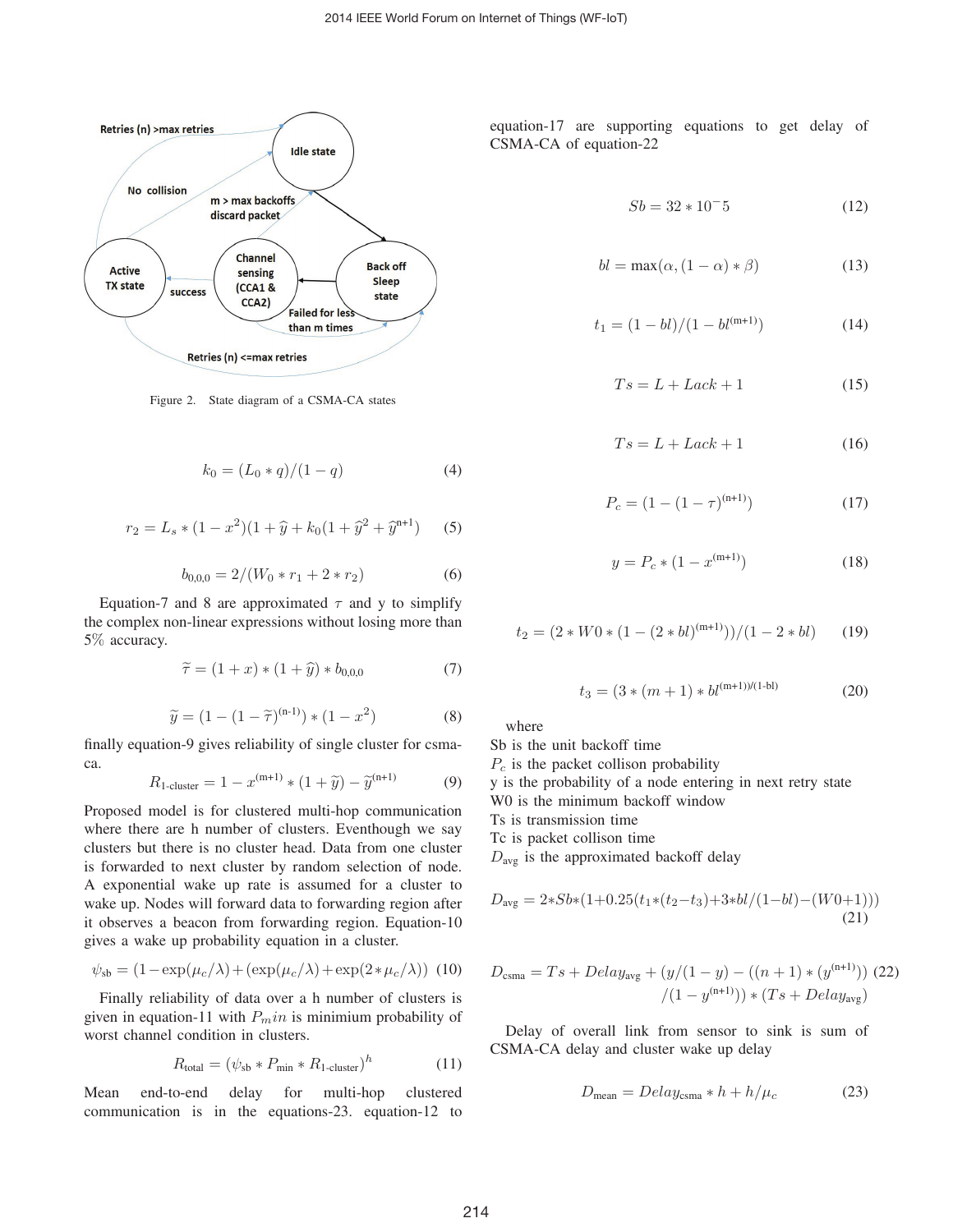Figure 2. State diagram of a CSMA-CA states

$$k_0 = (L_0 * q)/(1 - q) \tag{4}$$

$$r_2 = L_s * (1 - x^2)(1 + \widehat{y} + k_0(1 + \widehat{y}^2 + \widehat{y}^{n+1}) \tag{5}$$

$$b_{0,0,0} = 2/(W_0 * r_1 + 2 * r_2) \tag{6}$$

Equation-7 and 8 are approximated $\tau$ and y to simplify the complex non-linear expressions without losing more than 5% accuracy.

$$\widetilde{\tau} = (1 + x) * (1 + \widehat{y}) * b_{0,0,0} \tag{7}$$

$$\widetilde{y} = (1 - (1 - \widetilde{\tau})^{(n-1)}) * (1 - x^2) \tag{8}$$

finally equation-9 gives reliability of single cluster for csma-ca.

$$R_{\text{1-cluster}} = 1 - x^{(m+1)} * (1 + \widetilde{y}) - \widetilde{y}^{(n+1)} \tag{9}$$

Proposed model is for clustered multi-hop communication where there are h number of clusters. Eventhough we say clusters but there is no cluster head. Data from one cluster is forwarded to next cluster by random selection of node. A exponential wake up rate is assumed for a cluster to wake up. Nodes will forward data to forwarding region after it observes a beacon from forwarding region. Equation-10 gives a wake up probability equation in a cluster.

$$\psi_{\text{sb}} = (1 - \exp(\mu_c/\lambda) + (\exp(\mu_c/\lambda) + \exp(2 * \mu_c/\lambda)) \tag{10}$$

Finally reliability of data over a h number of clusters is given in equation-11 with $P_min$ is minimium probability of worst channel condition in clusters.

$$R_{\text{total}} = (\psi_{\text{sb}} * P_{\text{min}} * R_{\text{1-cluster}})^h \tag{11}$$

Mean end-to-end delay for multi-hop clustered communication is in the equations-23. equation-12 to equation-17 are supporting equations to get delay of CSMA-CA of equation-22

$$Sb = 32 * 10^-5 \tag{12}$$

$$bl = \max(\alpha, (1 - \alpha) * \beta) \tag{13}$$

$$t_1 = (1 - bl)/(1 - bl^{(m+1)}) \tag{14}$$

$$Ts = L + Lack + 1 \tag{15}$$

$$Ts = L + Lack + 1 \tag{16}$$

$$P_c = (1 - (1 - \tau)^{(n+1)}) \tag{17}$$

$$y = P_c * (1 - x^{(m+1)}) \tag{18}$$

$$t_2 = (2 * W0 * (1 - (2 * bl)^{(m+1)}))/(1 - 2 * bl) \tag{19}$$

$$t_3 = (3 * (m + 1) * bl^{(m+1))/(1\text{-bl})} \tag{20}$$

where
Sb is the unit backoff time
$P_c$ is the packet collison probability
y is the probability of a node entering in next retry state
W0 is the minimum backoff window
Ts is transmission time
Tc is packet collison time
$D_{\text{avg}}$ is the approximated backoff delay

$$D_{\text{avg}} = 2*Sb*(1+0.25(t_1*(t_2-t_3)+3*bl/(1-bl)-(W0+1))) \tag{21}$$

$$D_{\text{csma}} = Ts + Delay_{\text{avg}} + (y/(1 - y) - ((n + 1) * (y^{(n+1)})) /(1 - y^{(n+1)})) * (Ts + Delay_{\text{avg}}) \tag{22}$$

Delay of overall link from sensor to sink is sum of CSMA-CA delay and cluster wake up delay

$$D_{\text{mean}} = Delay_{\text{csma}} * h + h/\mu_c \tag{23}$$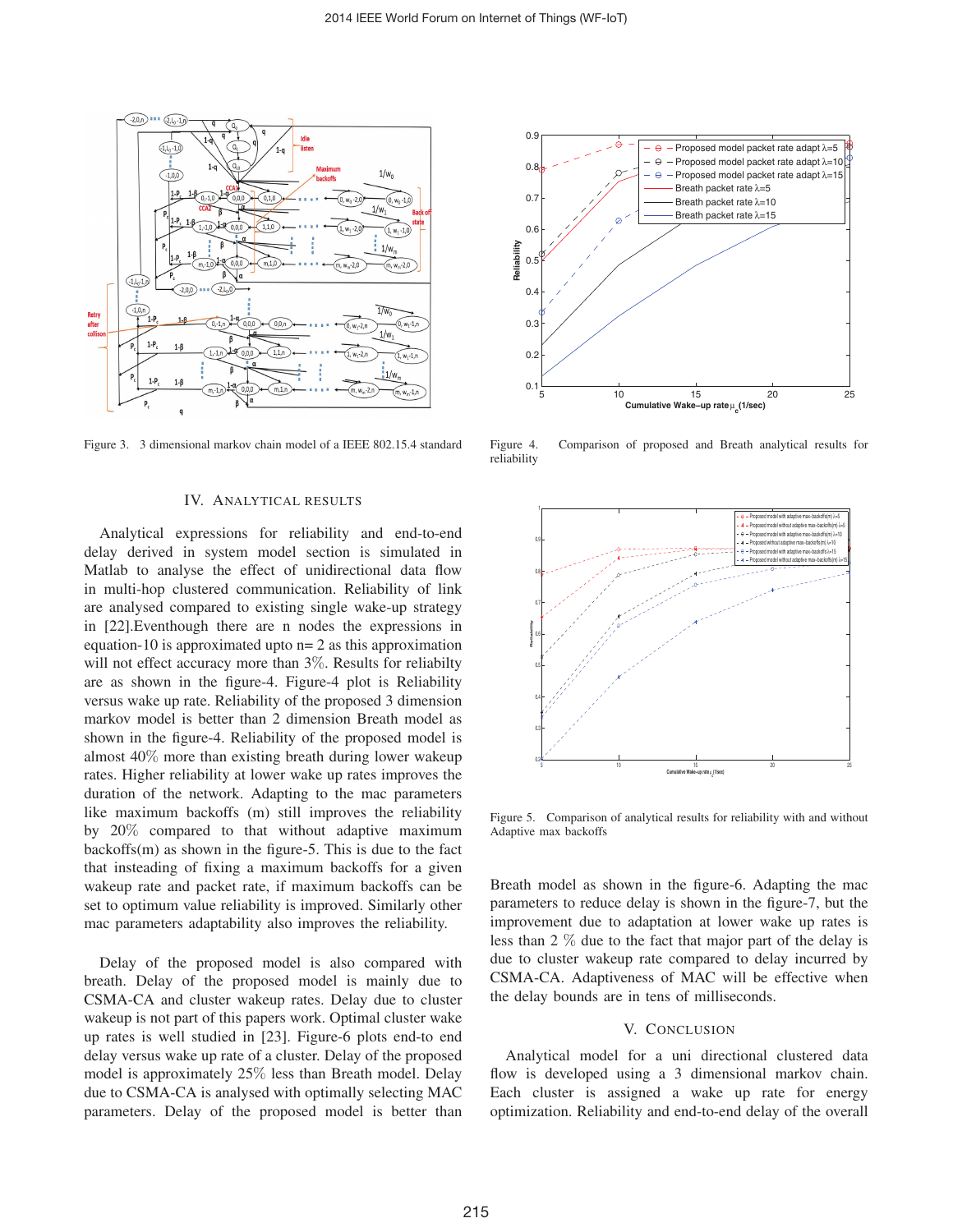Figure 3. 3 dimensional markov chain model of a IEEE 802.15.4 standard

Figure 4. Comparison of proposed and Breath analytical results for reliability

Figure 5. Comparison of analytical results for reliability with and without Adaptive max backoffs

## IV. Analytical Results

Analytical expressions for reliability and end-to-end delay derived in system model section is simulated in Matlab to analyse the effect of unidirectional data flow in multi-hop clustered communication. Reliability of link are analysed compared to existing single wake-up strategy in [22].Eventhough there are n nodes the expressions in equation-10 is approximated upto n= 2 as this approximation will not effect accuracy more than 3%. Results for reliabilty are as shown in the figure-4. Figure-4 plot is Reliability versus wake up rate. Reliability of the proposed 3 dimension markov model is better than 2 dimension Breath model as shown in the figure-4. Reliability of the proposed model is almost 40% more than existing breath during lower wakeup rates. Higher reliability at lower wake up rates improves the duration of the network. Adapting to the mac parameters like maximum backoffs (m) still improves the reliability by 20% compared to that without adaptive maximum backoffs(m) as shown in the figure-5. This is due to the fact that insteading of fixing a maximum backoffs for a given wakeup rate and packet rate, if maximum backoffs can be set to optimum value reliability is improved. Similarly other mac parameters adaptability also improves the reliability.

Delay of the proposed model is also compared with breath. Delay of the proposed model is mainly due to CSMA-CA and cluster wakeup rates. Delay due to cluster wakeup is not part of this papers work. Optimal cluster wake up rates is well studied in [23]. Figure-6 plots end-to end delay versus wake up rate of a cluster. Delay of the proposed model is approximately 25% less than Breath model. Delay due to CSMA-CA is analysed with optimally selecting MAC parameters. Delay of the proposed model is better than Breath model as shown in the figure-6. Adapting the mac parameters to reduce delay is shown in the figure-7, but the improvement due to adaptation at lower wake up rates is less than 2 % due to the fact that major part of the delay is due to cluster wakeup rate compared to delay incurred by CSMA-CA. Adaptiveness of MAC will be effective when the delay bounds are in tens of milliseconds.

## V. Conclusion

Analytical model for a uni directional clustered data flow is developed using a 3 dimensional markov chain. Each cluster is assigned a wake up rate for energy optimization. Reliability and end-to-end delay of the overall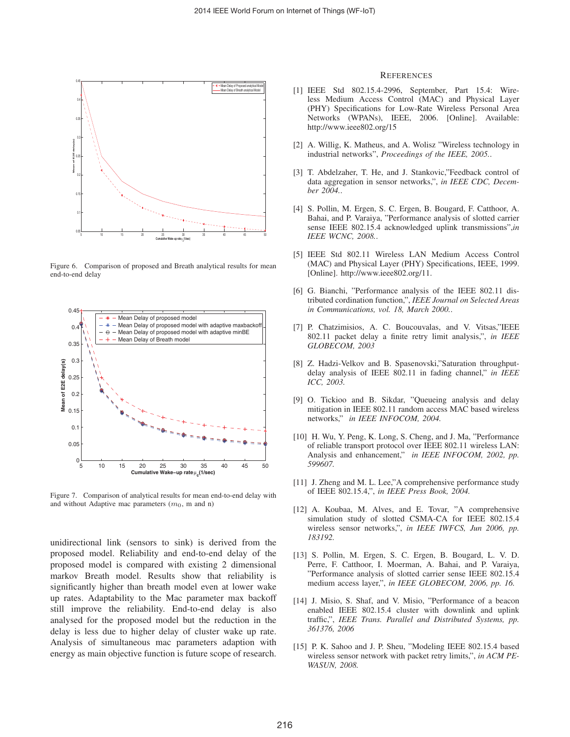Figure 6. Comparison of proposed and Breath analytical results for mean end-to-end delay

Figure 7. Comparison of analytical results for mean end-to-end delay with and without Adaptive mac parameters ($m_0$, m and n)

unidirectional link (sensors to sink) is derived from the proposed model. Reliability and end-to-end delay of the proposed model is compared with existing 2 dimensional markov Breath model. Results show that reliability is significantly higher than breath model even at lower wake up rates. Adaptability to the Mac parameter max backoff still improve the reliability. End-to-end delay is also analysed for the proposed model but the reduction in the delay is less due to higher delay of cluster wake up rate. Analysis of simultaneous mac parameters adaption with energy as main objective function is future scope of research.

## REFERENCES

[1] IEEE Std 802.15.4-2996, September, Part 15.4: Wireless Medium Access Control (MAC) and Physical Layer (PHY) Specifications for Low-Rate Wireless Personal Area Networks (WPANs), IEEE, 2006. [Online]. Available: http://www.ieee802.org/15

[2] A. Willig, K. Matheus, and A. Wolisz "Wireless technology in industrial networks", *Proceedings of the IEEE, 2005.*.

[3] T. Abdelzaher, T. He, and J. Stankovic,"Feedback control of data aggregation in sensor networks,", *in IEEE CDC, December 2004.*.

[4] S. Pollin, M. Ergen, S. C. Ergen, B. Bougard, F. Catthoor, A. Bahai, and P. Varaiya, "Performance analysis of slotted carrier sense IEEE 802.15.4 acknowledged uplink transmissions",*in IEEE WCNC, 2008.*.

[5] IEEE Std 802.11 Wireless LAN Medium Access Control (MAC) and Physical Layer (PHY) Specifications, IEEE, 1999. [Online]. http://www.ieee802.org/11.

[6] G. Bianchi, "Performance analysis of the IEEE 802.11 distributed cordination function,", *IEEE Journal on Selected Areas in Communications, vol. 18, March 2000.*.

[7] P. Chatzimisios, A. C. Boucouvalas, and V. Vitsas,"IEEE 802.11 packet delay a finite retry limit analysis,", *in IEEE GLOBECOM, 2003*

[8] Z. Hadzi-Velkov and B. Spasenovski,"Saturation throughput-delay analysis of IEEE 802.11 in fading channel," *in IEEE ICC, 2003.*

[9] O. Tickioo and B. Sikdar, "Queueing analysis and delay mitigation in IEEE 802.11 random access MAC based wireless networks," *in IEEE INFOCOM, 2004.*

[10] H. Wu, Y. Peng, K. Long, S. Cheng, and J. Ma, "Performance of reliable transport protocol over IEEE 802.11 wireless LAN: Analysis and enhancement," *in IEEE INFOCOM, 2002, pp. 599607.*

[11] J. Zheng and M. L. Lee,"A comprehensive performance study of IEEE 802.15.4,", *in IEEE Press Book, 2004.*

[12] A. Koubaa, M. Alves, and E. Tovar, "A comprehensive simulation study of slotted CSMA-CA for IEEE 802.15.4 wireless sensor networks,", *in IEEE IWFCS, Jun 2006, pp. 183192.*

[13] S. Pollin, M. Ergen, S. C. Ergen, B. Bougard, L. V. D. Perre, F. Catthoor, I. Moerman, A. Bahai, and P. Varaiya, "Performance analysis of slotted carrier sense IEEE 802.15.4 medium access layer,", *in IEEE GLOBECOM, 2006, pp. 16.*

[14] J. Misio, S. Shaf, and V. Misio, "Performance of a beacon enabled IEEE 802.15.4 cluster with downlink and uplink traffic,", *IEEE Trans. Parallel and Distributed Systems, pp. 361376, 2006*

[15] P. K. Sahoo and J. P. Sheu, "Modeling IEEE 802.15.4 based wireless sensor network with packet retry limits,", *in ACM PE-WASUN, 2008.*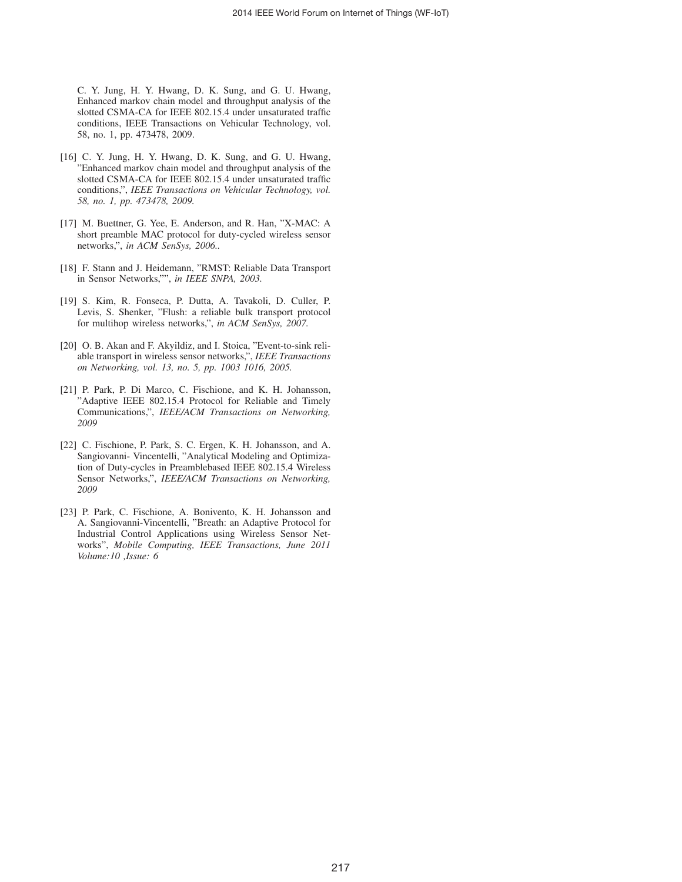C. Y. Jung, H. Y. Hwang, D. K. Sung, and G. U. Hwang, Enhanced markov chain model and throughput analysis of the slotted CSMA-CA for IEEE 802.15.4 under unsaturated traffic conditions, IEEE Transactions on Vehicular Technology, vol. 58, no. 1, pp. 473478, 2009.

[16] C. Y. Jung, H. Y. Hwang, D. K. Sung, and G. U. Hwang, "Enhanced markov chain model and throughput analysis of the slotted CSMA-CA for IEEE 802.15.4 under unsaturated traffic conditions,", *IEEE Transactions on Vehicular Technology, vol. 58, no. 1, pp. 473478, 2009.*

[17] M. Buettner, G. Yee, E. Anderson, and R. Han, "X-MAC: A short preamble MAC protocol for duty-cycled wireless sensor networks,", *in ACM SenSys, 2006..*

[18] F. Stann and J. Heidemann, "RMST: Reliable Data Transport in Sensor Networks,"", *in IEEE SNPA, 2003.*

[19] S. Kim, R. Fonseca, P. Dutta, A. Tavakoli, D. Culler, P. Levis, S. Shenker, "Flush: a reliable bulk transport protocol for multihop wireless networks,", *in ACM SenSys, 2007.*

[20] O. B. Akan and F. Akyildiz, and I. Stoica, "Event-to-sink reliable transport in wireless sensor networks,", *IEEE Transactions on Networking, vol. 13, no. 5, pp. 1003 1016, 2005.*

[21] P. Park, P. Di Marco, C. Fischione, and K. H. Johansson, "Adaptive IEEE 802.15.4 Protocol for Reliable and Timely Communications,", *IEEE/ACM Transactions on Networking, 2009*

[22] C. Fischione, P. Park, S. C. Ergen, K. H. Johansson, and A. Sangiovanni- Vincentelli, "Analytical Modeling and Optimization of Duty-cycles in Preamblebased IEEE 802.15.4 Wireless Sensor Networks,", *IEEE/ACM Transactions on Networking, 2009*

[23] P. Park, C. Fischione, A. Bonivento, K. H. Johansson and A. Sangiovanni-Vincentelli, "Breath: an Adaptive Protocol for Industrial Control Applications using Wireless Sensor Networks", *Mobile Computing, IEEE Transactions, June 2011 Volume:10 ,Issue: 6*